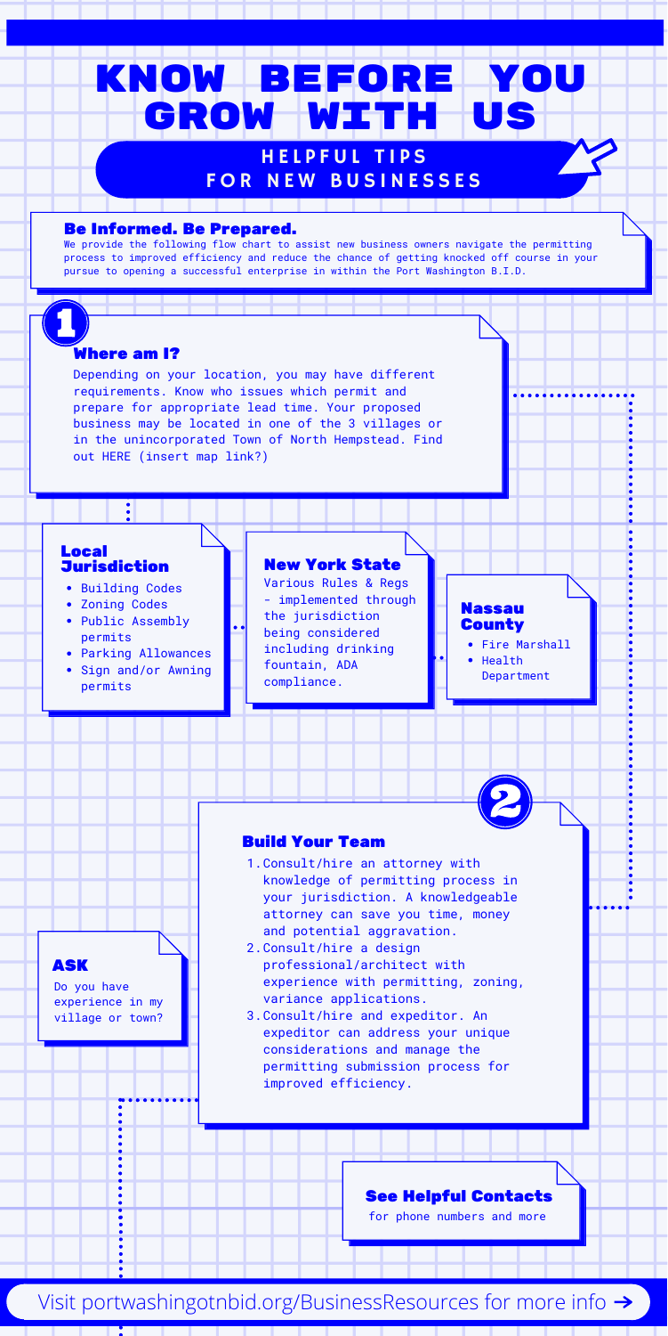# KNOW BEFORE YOU GROW WITH US

## HELPFUL TIPS FOR NEW BUSINESSES

### Be Informed. Be Prepared.

We provide the following flow chart to assist new business owners navigate the permitting process to improved efficiency and reduce the chance of getting knocked off course in your pursue to opening a successful enterprise in within the Port Washington B.I.D.

## 1

### Where am I?

Depending on your location, you may have different requirements. Know who issues which permit and prepare for appropriate lead time. Your proposed business may be located in one of the 3 villages or in the unincorporated Town of North Hempstead. Find out HERE (insert map link?)

### Local Jurisdiction

- Building Codes
- Zoning Codes
- Public Assembly permits
- Parking Allowances
- Sign and/or Awning permits

### New York State

Various Rules & Regs - implemented through the jurisdiction being considered including drinking fountain, ADA compliance.

### Nassau County

- Fire Marshall
- Health Department

## 2

### Build Your Team

1. Consult/hire an attorney with knowledge of permitting process in your jurisdiction. A knowledgeable attorney can save you time, money and potential aggravation.
2. Consult/hire a design professional/architect with experience with permitting, zoning, variance applications.
3. Consult/hire and expeditor. An expeditor can address your unique considerations and manage the permitting submission process for improved efficiency.

### ASK

Do you have experience in my village or town?

### See Helpful Contacts

for phone numbers and more

Visit portwashingotnbid.org/BusinessResources for more info →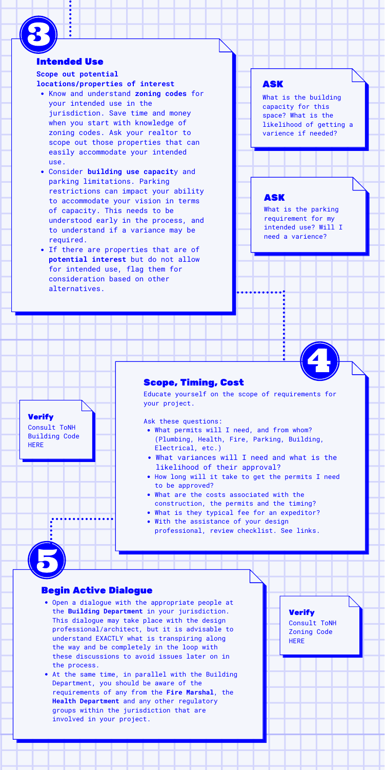## 3 Intended Use

**Scope out potential locations/properties of interest**

- Know and understand **zoning codes** for your intended use in the jurisdiction. Save time and money when you start with knowledge of zoning codes. Ask your realtor to scope out those properties that can easily accommodate your intended use.
- Consider **building use capacit**y and parking limitations. Parking restrictions can impact your ability to accommodate your vision in terms of capacity. This needs to be understood early in the process, and to understand if a variance may be required.
- If there are properties that are of **potential interest** but do not allow for intended use, flag them for consideration based on other alternatives.

**ASK**

What is the building capacity for this space? What is the likelihood of getting a varience if needed?

**ASK**

What is the parking requirement for my intended use? Will I need a varience?

## 4 Scope, Timing, Cost

Educate yourself on the scope of requirements for your project.

Ask these questions:

- What permits will I need, and from whom? (Plumbing, Health, Fire, Parking, Building, Electrical, etc.)
- What variances will I need and what is the likelihood of their approval?
- How long will it take to get the permits I need to be approved?
- What are the costs associated with the construction, the permits and the timing?
- What is they typical fee for an expeditor?
- With the assistance of your design professional, review checklist. See links.

**Verify**

Consult ToNH Building Code HERE

## 5 Begin Active Dialogue

- Open a dialogue with the appropriate people at the **Building Department** in your jurisdiction. This dialogue may take place with the design professional/architect, but it is advisable to understand EXACTLY what is transpiring along the way and be completely in the loop with these discussions to avoid issues later on in the process.
- At the same time, in parallel with the Building Department, you should be aware of the requirements of any from the **Fire Marshal**, the **Health Department** and any other regulatory groups within the jurisdiction that are involved in your project.

**Verify**

Consult ToNH Zoning Code HERE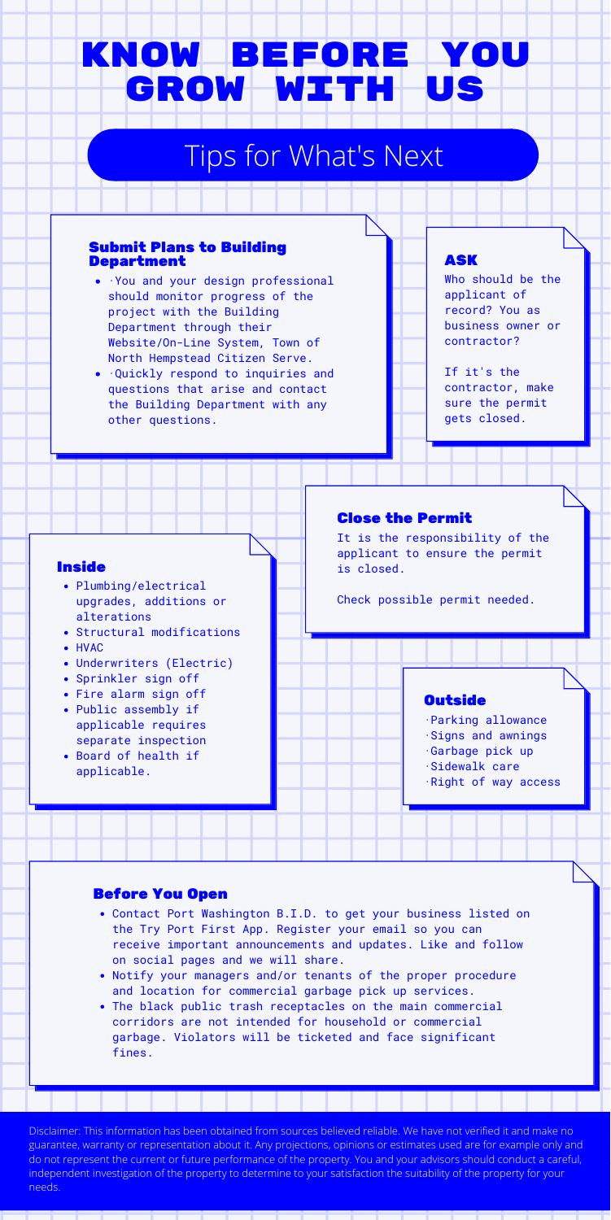# KNOW BEFORE YOU GROW WITH US

## Tips for What's Next

### Submit Plans to Building Department

- ·You and your design professional should monitor progress of the project with the Building Department through their Website/On-Line System, Town of North Hempstead Citizen Serve.
- ·Quickly respond to inquiries and questions that arise and contact the Building Department with any other questions.

### ASK

Who should be the applicant of record? You as business owner or contractor?

If it's the contractor, make sure the permit gets closed.

### Close the Permit

It is the responsibility of the applicant to ensure the permit is closed.

Check possible permit needed.

### Inside

- Plumbing/electrical upgrades, additions or alterations
- Structural modifications
- HVAC
- Underwriters (Electric)
- Sprinkler sign off
- Fire alarm sign off
- Public assembly if applicable requires separate inspection
- Board of health if applicable.

### Outside

·Parking allowance
·Signs and awnings
·Garbage pick up
·Sidewalk care
·Right of way access

### Before You Open

- Contact Port Washington B.I.D. to get your business listed on the Try Port First App. Register your email so you can receive important announcements and updates. Like and follow on social pages and we will share.
- Notify your managers and/or tenants of the proper procedure and location for commercial garbage pick up services.
- The black public trash receptacles on the main commercial corridors are not intended for household or commercial garbage. Violators will be ticketed and face significant fines.

Disclaimer: This information has been obtained from sources believed reliable. We have not verified it and make no guarantee, warranty or representation about it. Any projections, opinions or estimates used are for example only and do not represent the current or future performance of the property. You and your advisors should conduct a careful, independent investigation of the property to determine to your satisfaction the suitability of the property for your needs.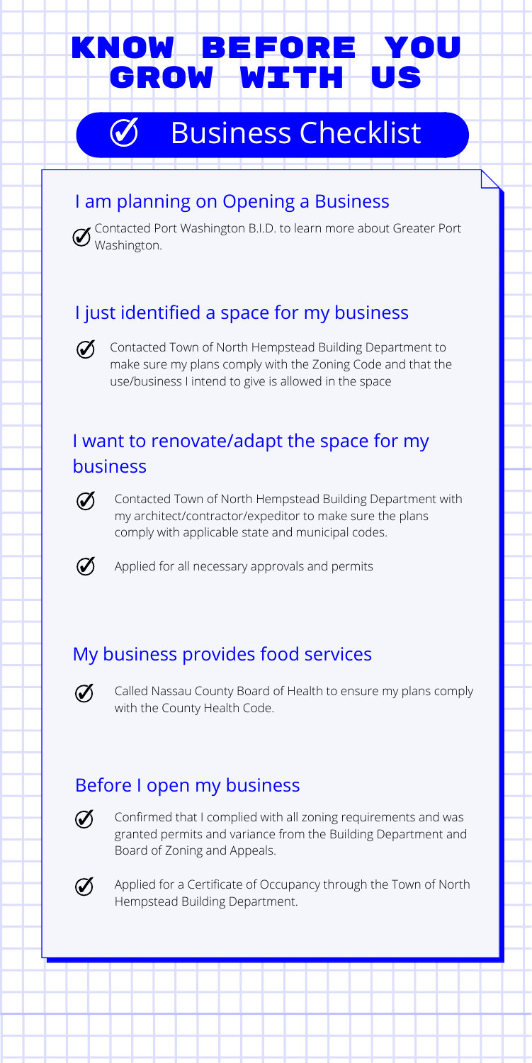# KNOW BEFORE YOU GROW WITH US

## Business Checklist

### I am planning on Opening a Business

- Contacted Port Washington B.I.D. to learn more about Greater Port Washington.

### I just identified a space for my business

- Contacted Town of North Hempstead Building Department to make sure my plans comply with the Zoning Code and that the use/business I intend to give is allowed in the space

### I want to renovate/adapt the space for my business

- Contacted Town of North Hempstead Building Department with my architect/contractor/expeditor to make sure the plans comply with applicable state and municipal codes.
- Applied for all necessary approvals and permits

### My business provides food services

- Called Nassau County Board of Health to ensure my plans comply with the County Health Code.

### Before I open my business

- Confirmed that I complied with all zoning requirements and was granted permits and variance from the Building Department and Board of Zoning and Appeals.
- Applied for a Certificate of Occupancy through the Town of North Hempstead Building Department.